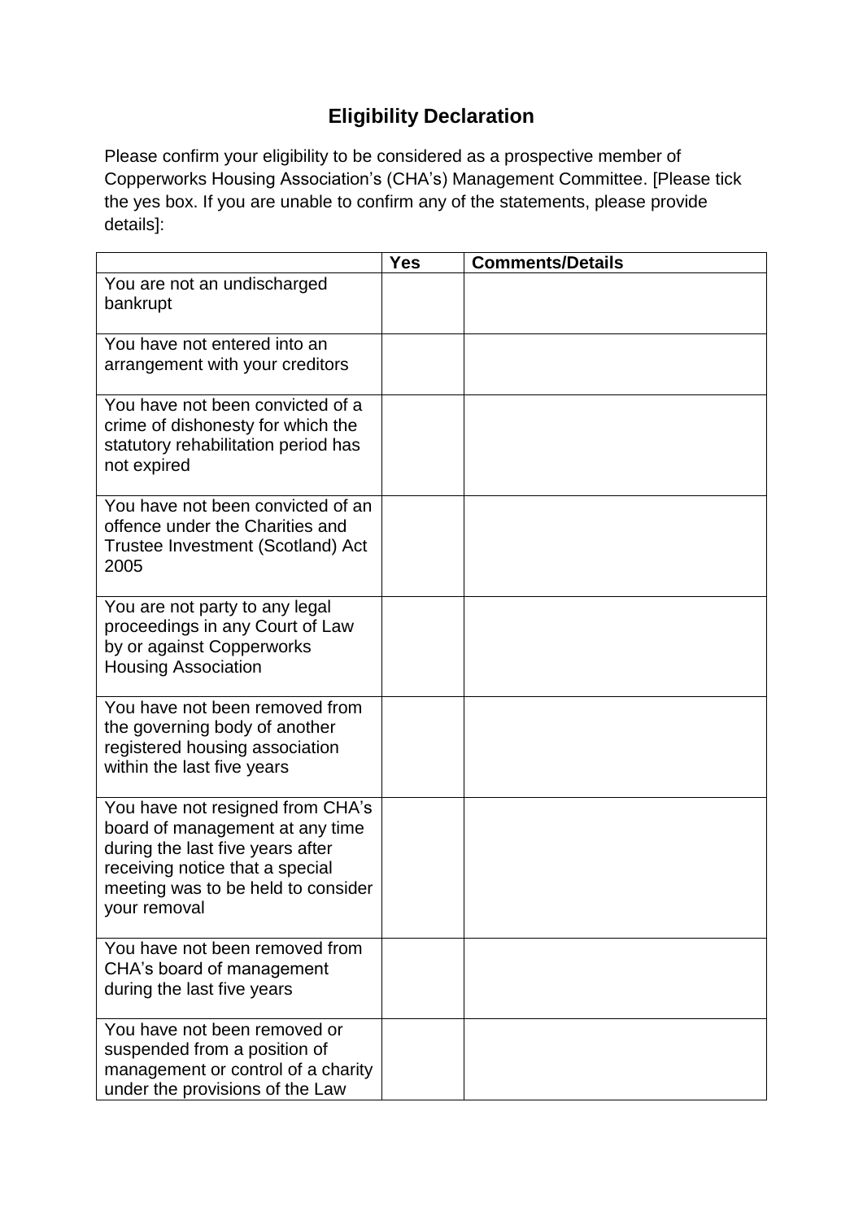# Eligibility Declaration

Please confirm your eligibility to be considered as a prospective member of Copperworks Housing Association's (CHA's) Management Committee. [Please tick the yes box. If you are unable to confirm any of the statements, please provide details]:

| | Yes | Comments/Details |
|---|---|---|
| You are not an undischarged bankrupt | | |
| You have not entered into an arrangement with your creditors | | |
| You have not been convicted of a crime of dishonesty for which the statutory rehabilitation period has not expired | | |
| You have not been convicted of an offence under the Charities and Trustee Investment (Scotland) Act 2005 | | |
| You are not party to any legal proceedings in any Court of Law by or against Copperworks Housing Association | | |
| You have not been removed from the governing body of another registered housing association within the last five years | | |
| You have not resigned from CHA's board of management at any time during the last five years after receiving notice that a special meeting was to be held to consider your removal | | |
| You have not been removed from CHA's board of management during the last five years | | |
| You have not been removed or suspended from a position of management or control of a charity under the provisions of the Law | | |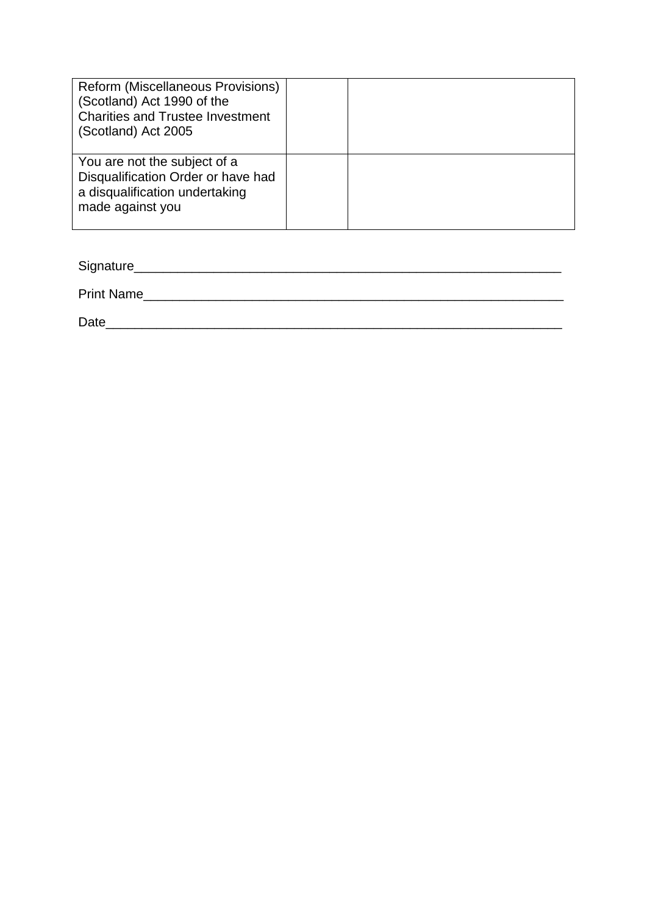| | | |
|---|---|---|
| Reform (Miscellaneous Provisions) (Scotland) Act 1990 of the Charities and Trustee Investment (Scotland) Act 2005 | | |
| You are not the subject of a Disqualification Order or have had a disqualification undertaking made against you | | |

Signature_______________________________________________________________

Print Name______________________________________________________________

Date___________________________________________________________________